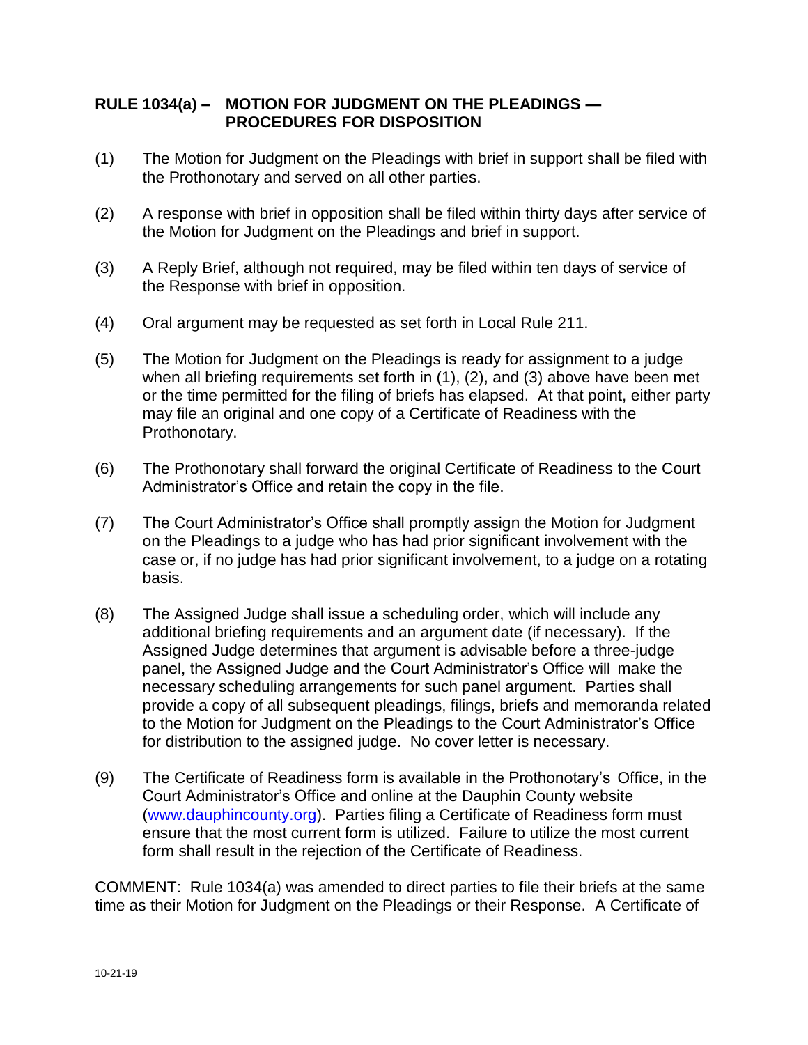## RULE 1034(a) – MOTION FOR JUDGMENT ON THE PLEADINGS — PROCEDURES FOR DISPOSITION

(1) The Motion for Judgment on the Pleadings with brief in support shall be filed with the Prothonotary and served on all other parties.

(2) A response with brief in opposition shall be filed within thirty days after service of the Motion for Judgment on the Pleadings and brief in support.

(3) A Reply Brief, although not required, may be filed within ten days of service of the Response with brief in opposition.

(4) Oral argument may be requested as set forth in Local Rule 211.

(5) The Motion for Judgment on the Pleadings is ready for assignment to a judge when all briefing requirements set forth in (1), (2), and (3) above have been met or the time permitted for the filing of briefs has elapsed. At that point, either party may file an original and one copy of a Certificate of Readiness with the Prothonotary.

(6) The Prothonotary shall forward the original Certificate of Readiness to the Court Administrator's Office and retain the copy in the file.

(7) The Court Administrator's Office shall promptly assign the Motion for Judgment on the Pleadings to a judge who has had prior significant involvement with the case or, if no judge has had prior significant involvement, to a judge on a rotating basis.

(8) The Assigned Judge shall issue a scheduling order, which will include any additional briefing requirements and an argument date (if necessary). If the Assigned Judge determines that argument is advisable before a three-judge panel, the Assigned Judge and the Court Administrator's Office will make the necessary scheduling arrangements for such panel argument. Parties shall provide a copy of all subsequent pleadings, filings, briefs and memoranda related to the Motion for Judgment on the Pleadings to the Court Administrator's Office for distribution to the assigned judge. No cover letter is necessary.

(9) The Certificate of Readiness form is available in the Prothonotary's Office, in the Court Administrator's Office and online at the Dauphin County website (www.dauphincounty.org). Parties filing a Certificate of Readiness form must ensure that the most current form is utilized. Failure to utilize the most current form shall result in the rejection of the Certificate of Readiness.

COMMENT: Rule 1034(a) was amended to direct parties to file their briefs at the same time as their Motion for Judgment on the Pleadings or their Response. A Certificate of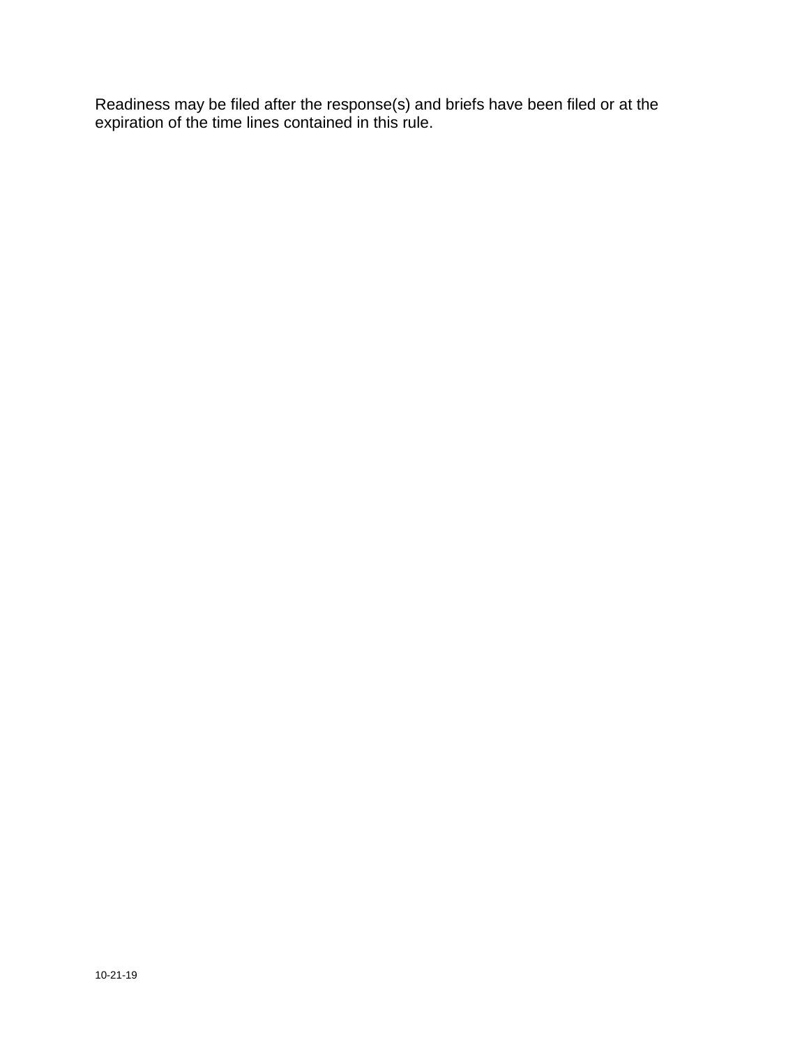Readiness may be filed after the response(s) and briefs have been filed or at the expiration of the time lines contained in this rule.